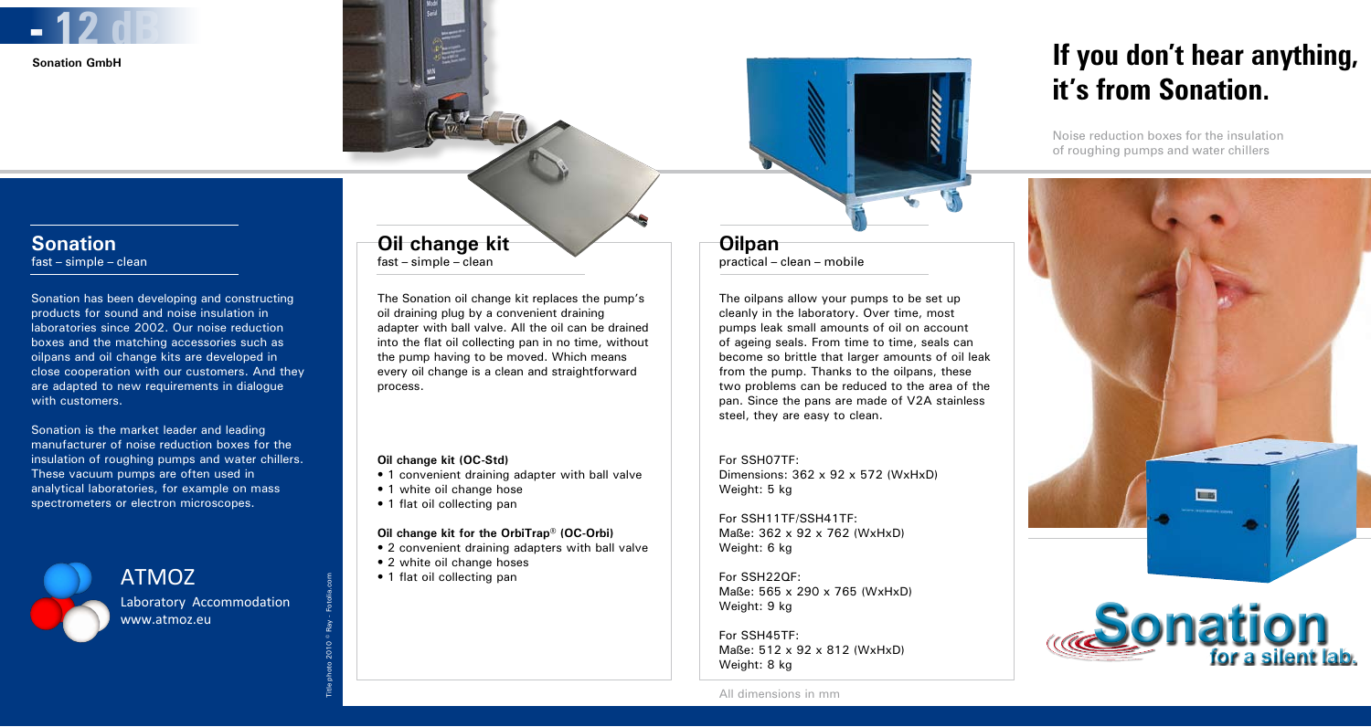**- 12 dB**

**Sonation GmbH**

# If you don't hear anything, it's from Sonation.

Noise reduction boxes for the insulation of roughing pumps and water chillers

## Sonation

fast – simple – clean

Sonation has been developing and constructing products for sound and noise insulation in laboratories since 2002. Our noise reduction boxes and the matching accessories such as oilpans and oil change kits are developed in close cooperation with our customers. And they are adapted to new requirements in dialogue with customers.

Sonation is the market leader and leading manufacturer of noise reduction boxes for the insulation of roughing pumps and water chillers. These vacuum pumps are often used in analytical laboratories, for example on mass spectrometers or electron microscopes.

ATMOZ
Laboratory Accommodation
www.atmoz.eu

Title photo 2010 © Ray - Fotolia.com

## Oil change kit

fast – simple – clean

The Sonation oil change kit replaces the pump's oil draining plug by a convenient draining adapter with ball valve. All the oil can be drained into the flat oil collecting pan in no time, without the pump having to be moved. Which means every oil change is a clean and straightforward process.

**Oil change kit (OC-Std)**

- 1 convenient draining adapter with ball valve
- 1 white oil change hose
- 1 flat oil collecting pan

**Oil change kit for the OrbiTrap® (OC-Orbi)**

- 2 convenient draining adapters with ball valve
- 2 white oil change hoses
- 1 flat oil collecting pan

## Oilpan

practical – clean – mobile

The oilpans allow your pumps to be set up cleanly in the laboratory. Over time, most pumps leak small amounts of oil on account of ageing seals. From time to time, seals can become so brittle that larger amounts of oil leak from the pump. Thanks to the oilpans, these two problems can be reduced to the area of the pan. Since the pans are made of V2A stainless steel, they are easy to clean.

For SSH07TF:
Dimensions: 362 x 92 x 572 (WxHxD)
Weight: 5 kg

For SSH11TF/SSH41TF:
Maße: 362 x 92 x 762 (WxHxD)
Weight: 6 kg

For SSH22QF:
Maße: 565 x 290 x 765 (WxHxD)
Weight: 9 kg

For SSH45TF:
Maße: 512 x 92 x 812 (WxHxD)
Weight: 8 kg

All dimensions in mm

Sonation
for a silent lab.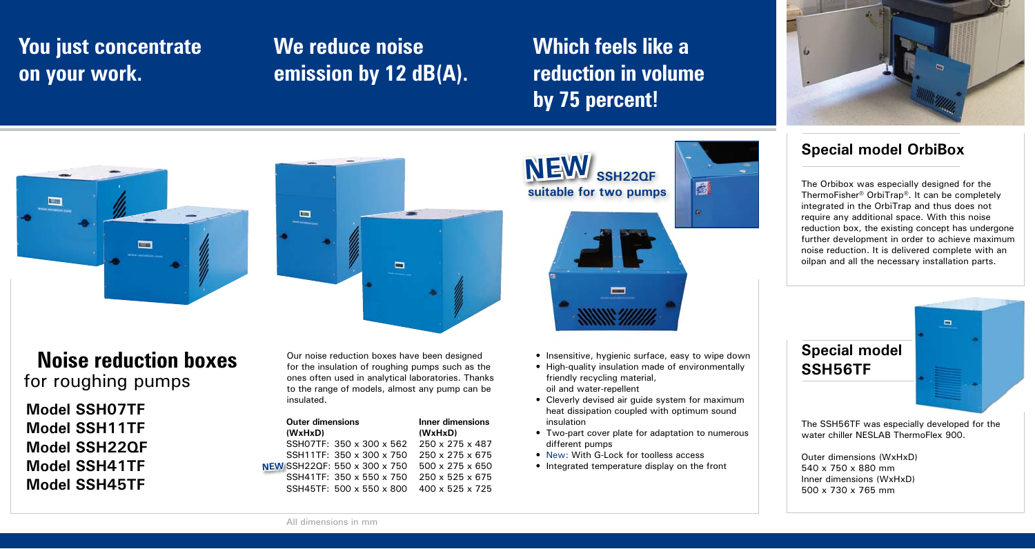**You just concentrate on your work.**

**We reduce noise emission by 12 dB(A).**

**Which feels like a reduction in volume by 75 percent!**

**NEW SSH22QF suitable for two pumps**

# Noise reduction boxes

for roughing pumps

**Model SSH07TF**
**Model SSH11TF**
**Model SSH22QF**
**Model SSH41TF**
**Model SSH45TF**

Our noise reduction boxes have been designed for the insulation of roughing pumps such as the ones often used in analytical laboratories. Thanks to the range of models, almost any pump can be insulated.

| Outer dimensions (WxHxD) | | Inner dimensions (WxHxD) |
|---|---|---|
| SSH07TF: | 350 x 300 x 562 | 250 x 275 x 487 |
| SSH11TF: | 350 x 300 x 750 | 250 x 275 x 675 |
| NEW SSH22QF: | 550 x 300 x 750 | 500 x 275 x 650 |
| SSH41TF: | 350 x 550 x 750 | 250 x 525 x 675 |
| SSH45TF: | 500 x 550 x 800 | 400 x 525 x 725 |

All dimensions in mm

- Insensitive, hygienic surface, easy to wipe down
- High-quality insulation made of environmentally friendly recycling material, oil and water-repellent
- Cleverly devised air guide system for maximum heat dissipation coupled with optimum sound insulation
- Two-part cover plate for adaptation to numerous different pumps
- New: With G-Lock for toolless access
- Integrated temperature display on the front

## Special model OrbiBox

The Orbibox was especially designed for the ThermoFisher® OrbiTrap®. It can be completely integrated in the OrbiTrap and thus does not require any additional space. With this noise reduction box, the existing concept has undergone further development in order to achieve maximum noise reduction. It is delivered complete with an oilpan and all the necessary installation parts.

## Special model SSH56TF

The SSH56TF was especially developed for the water chiller NESLAB ThermoFlex 900.

Outer dimensions (WxHxD)
540 x 750 x 880 mm
Inner dimensions (WxHxD)
500 x 730 x 765 mm